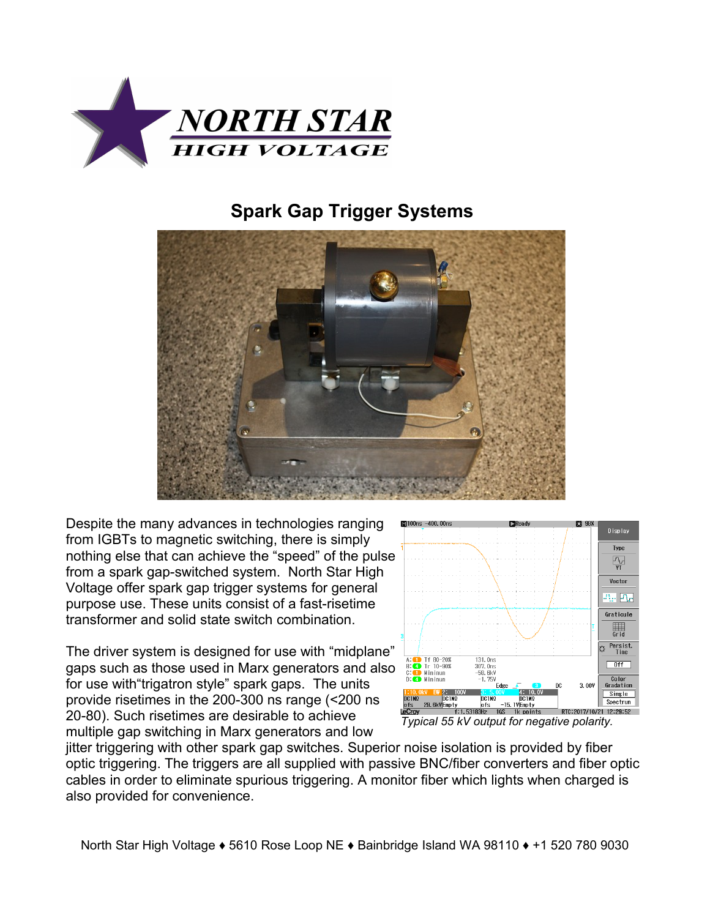# NORTH STAR HIGH VOLTAGE

## Spark Gap Trigger Systems

Despite the many advances in technologies ranging from IGBTs to magnetic switching, there is simply nothing else that can achieve the "speed" of the pulse from a spark gap-switched system. North Star High Voltage offer spark gap trigger systems for general purpose use. These units consist of a fast-risetime transformer and solid state switch combination.

The driver system is designed for use with "midplane" gaps such as those used in Marx generators and also for use with"trigatron style" spark gaps. The units provide risetimes in the 200-300 ns range (<200 ns 20-80). Such risetimes are desirable to achieve multiple gap switching in Marx generators and low jitter triggering with other spark gap switches. Superior noise isolation is provided by fiber optic triggering. The triggers are all supplied with passive BNC/fiber converters and fiber optic cables in order to eliminate spurious triggering. A monitor fiber which lights when charged is also provided for convenience.

*Typical 55 kV output for negative polarity.*

North Star High Voltage ♦ 5610 Rose Loop NE ♦ Bainbridge Island WA 98110 ♦ +1 520 780 9030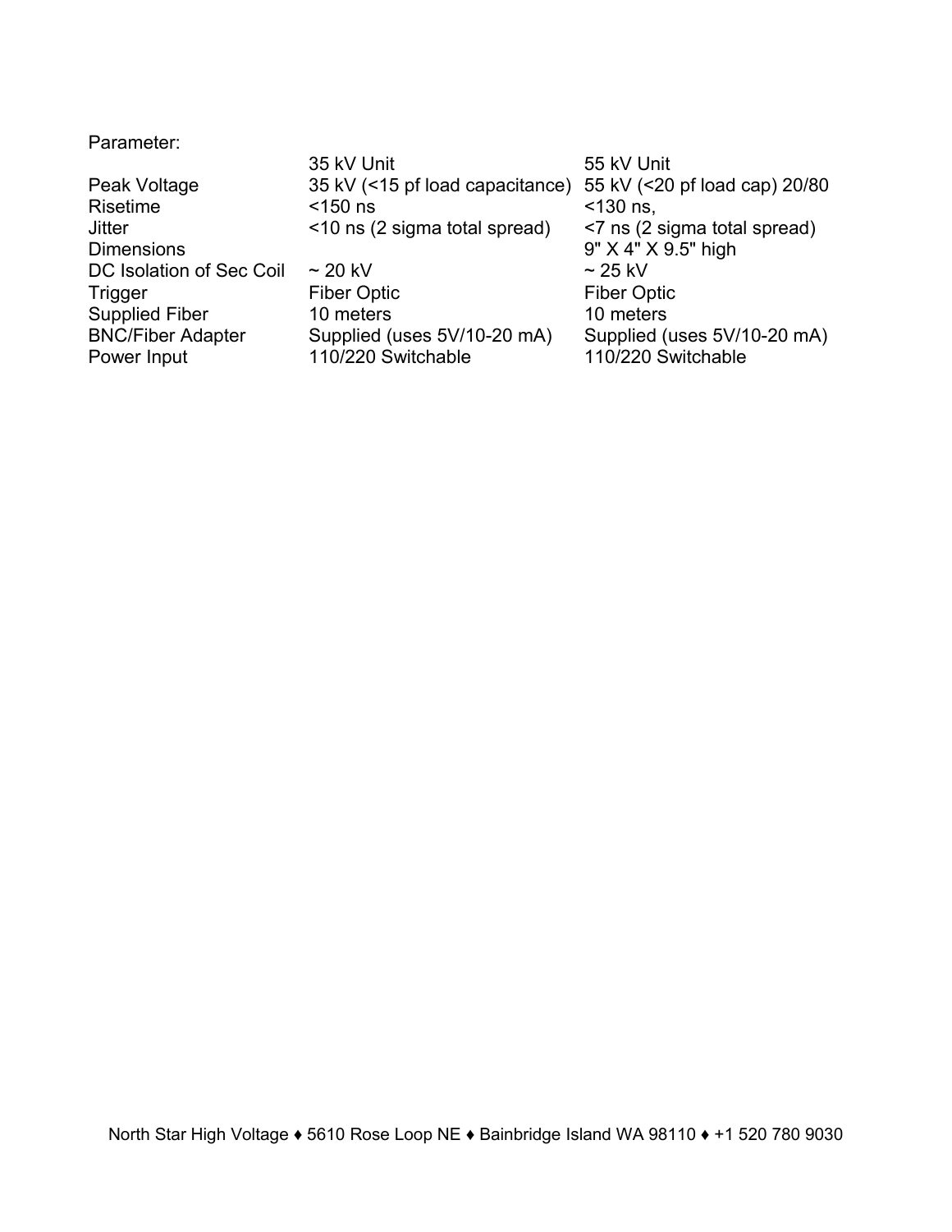Parameter:

| | 35 kV Unit | 55 kV Unit |
|---|---|---|
| Peak Voltage | 35 kV (<15 pf load capacitance) | 55 kV (<20 pf load cap) 20/80 |
| Risetime | <150 ns | <130 ns, |
| Jitter | <10 ns (2 sigma total spread) | <7 ns (2 sigma total spread) |
| Dimensions | | 9" X 4" X 9.5" high |
| DC Isolation of Sec Coil | ~ 20 kV | ~ 25 kV |
| Trigger | Fiber Optic | Fiber Optic |
| Supplied Fiber | 10 meters | 10 meters |
| BNC/Fiber Adapter | Supplied (uses 5V/10-20 mA) | Supplied (uses 5V/10-20 mA) |
| Power Input | 110/220 Switchable | 110/220 Switchable |